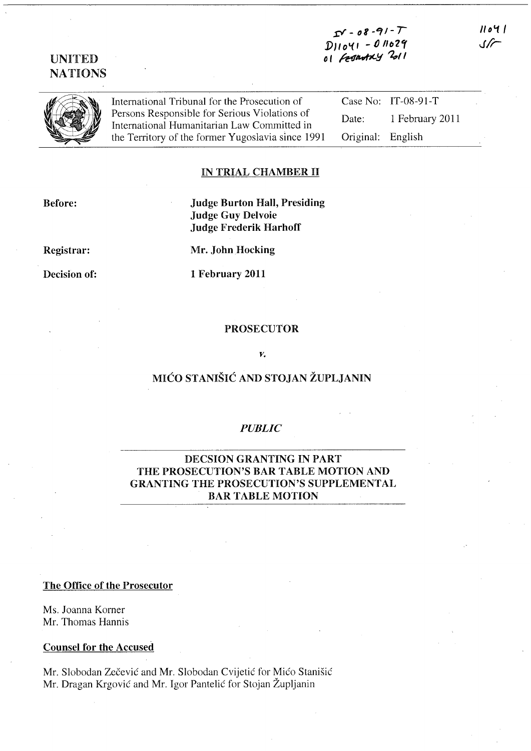IT-08-91-T
D11041 - D11029
01 February 2011

11041
SF

UNITED NATIONS

| International Tribunal for the Prosecution of Persons Responsible for Serious Violations of International Humanitarian Law Committed in the Territory of the former Yugoslavia since 1991 | Case No: | IT-08-91-T |
|---|---|---|
| | Date: | 1 February 2011 |
| | Original: | English |

## IN TRIAL CHAMBER II

**Before:** **Judge Burton Hall, Presiding**
**Judge Guy Delvoie**
**Judge Frederik Harhoff**

**Registrar:** **Mr. John Hocking**

**Decision of:** **1 February 2011**

**PROSECUTOR**

*v.*

**MIĆO STANIŠIĆ AND STOJAN ŽUPLJANIN**

***PUBLIC***

**DECSION GRANTING IN PART THE PROSECUTION'S BAR TABLE MOTION AND GRANTING THE PROSECUTION'S SUPPLEMENTAL BAR TABLE MOTION**

**The Office of the Prosecutor**

Ms. Joanna Korner
Mr. Thomas Hannis

**Counsel for the Accused**

Mr. Slobodan Zečević and Mr. Slobodan Cvijetić for Mićo Stanišić
Mr. Dragan Krgović and Mr. Igor Pantelić for Stojan Župljanin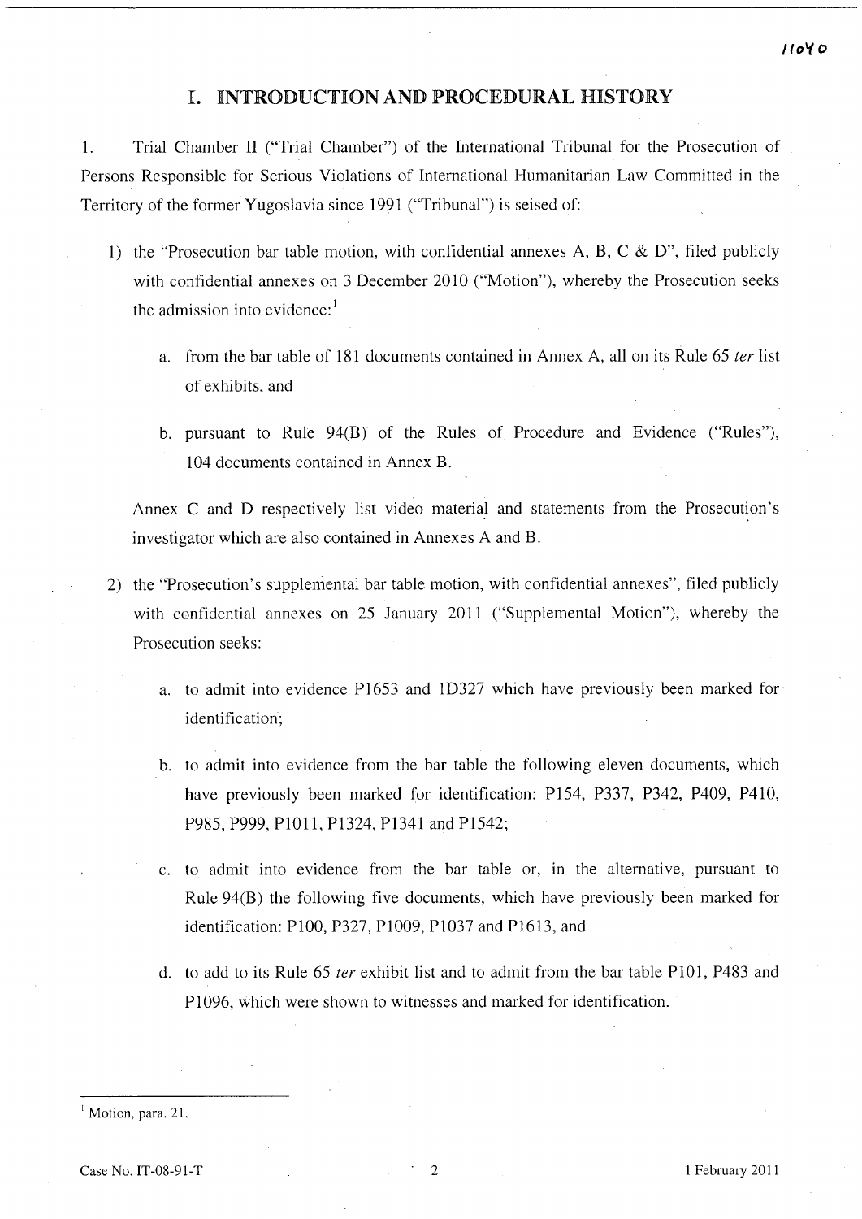# I. INTRODUCTION AND PROCEDURAL HISTORY

1. Trial Chamber II ("Trial Chamber") of the International Tribunal for the Prosecution of Persons Responsible for Serious Violations of International Humanitarian Law Committed in the Territory of the former Yugoslavia since 1991 ("Tribunal") is seised of:

   1) the "Prosecution bar table motion, with confidential annexes A, B, C & D", filed publicly with confidential annexes on 3 December 2010 ("Motion"), whereby the Prosecution seeks the admission into evidence:[1]

      a. from the bar table of 181 documents contained in Annex A, all on its Rule 65 *ter* list of exhibits, and

      b. pursuant to Rule 94(B) of the Rules of Procedure and Evidence ("Rules"), 104 documents contained in Annex B.

      Annex C and D respectively list video material and statements from the Prosecution's investigator which are also contained in Annexes A and B.

   2) the "Prosecution's supplemental bar table motion, with confidential annexes", filed publicly with confidential annexes on 25 January 2011 ("Supplemental Motion"), whereby the Prosecution seeks:

      a. to admit into evidence P1653 and 1D327 which have previously been marked for identification;

      b. to admit into evidence from the bar table the following eleven documents, which have previously been marked for identification: P154, P337, P342, P409, P410, P985, P999, P1011, P1324, P1341 and P1542;

      c. to admit into evidence from the bar table or, in the alternative, pursuant to Rule 94(B) the following five documents, which have previously been marked for identification: P100, P327, P1009, P1037 and P1613, and

      d. to add to its Rule 65 *ter* exhibit list and to admit from the bar table P101, P483 and P1096, which were shown to witnesses and marked for identification.

---

[1] Motion, para. 21.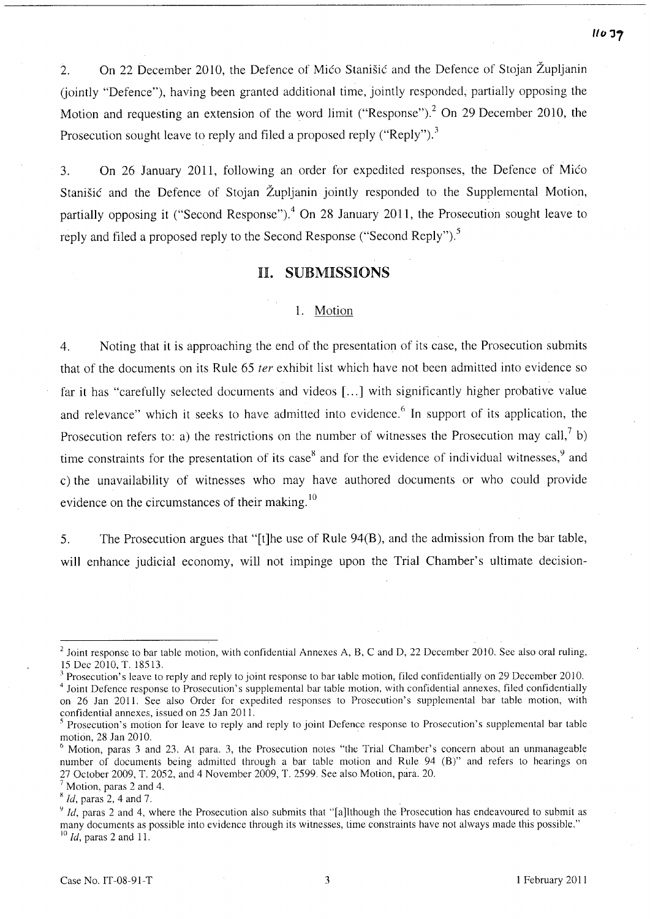2. On 22 December 2010, the Defence of Mićo Stanišić and the Defence of Stojan Župljanin (jointly "Defence"), having been granted additional time, jointly responded, partially opposing the Motion and requesting an extension of the word limit ("Response").[2] On 29 December 2010, the Prosecution sought leave to reply and filed a proposed reply ("Reply").[3]

3. On 26 January 2011, following an order for expedited responses, the Defence of Mićo Stanišić and the Defence of Stojan Župljanin jointly responded to the Supplemental Motion, partially opposing it ("Second Response").[4] On 28 January 2011, the Prosecution sought leave to reply and filed a proposed reply to the Second Response ("Second Reply").[5]

## II. SUBMISSIONS

### 1. Motion

4. Noting that it is approaching the end of the presentation of its case, the Prosecution submits that of the documents on its Rule 65 *ter* exhibit list which have not been admitted into evidence so far it has "carefully selected documents and videos [...] with significantly higher probative value and relevance" which it seeks to have admitted into evidence.[6] In support of its application, the Prosecution refers to: a) the restrictions on the number of witnesses the Prosecution may call,[7] b) time constraints for the presentation of its case[8] and for the evidence of individual witnesses,[9] and c) the unavailability of witnesses who may have authored documents or who could provide evidence on the circumstances of their making.[10]

5. The Prosecution argues that "[t]he use of Rule 94(B), and the admission from the bar table, will enhance judicial economy, will not impinge upon the Trial Chamber's ultimate decision-

---

[2] Joint response to bar table motion, with confidential Annexes A, B, C and D, 22 December 2010. See also oral ruling, 15 Dec 2010, T. 18513.

[3] Prosecution's leave to reply and reply to joint response to bar table motion, filed confidentially on 29 December 2010.

[4] Joint Defence response to Prosecution's supplemental bar table motion, with confidential annexes, filed confidentially on 26 Jan 2011. See also Order for expedited responses to Prosecution's supplemental bar table motion, with confidential annexes, issued on 25 Jan 2011.

[5] Prosecution's motion for leave to reply and reply to joint Defence response to Prosecution's supplemental bar table motion, 28 Jan 2010.

[6] Motion, paras 3 and 23. At para. 3, the Prosecution notes "the Trial Chamber's concern about an unmanageable number of documents being admitted through a bar table motion and Rule 94 (B)" and refers to hearings on 27 October 2009, T. 2052, and 4 November 2009, T. 2599. See also Motion, para. 20.

[7] Motion, paras 2 and 4.

[8] *Id*, paras 2, 4 and 7.

[9] *Id*, paras 2 and 4, where the Prosecution also submits that "[a]lthough the Prosecution has endeavoured to submit as many documents as possible into evidence through its witnesses, time constraints have not always made this possible."

[10] *Id*, paras 2 and 11.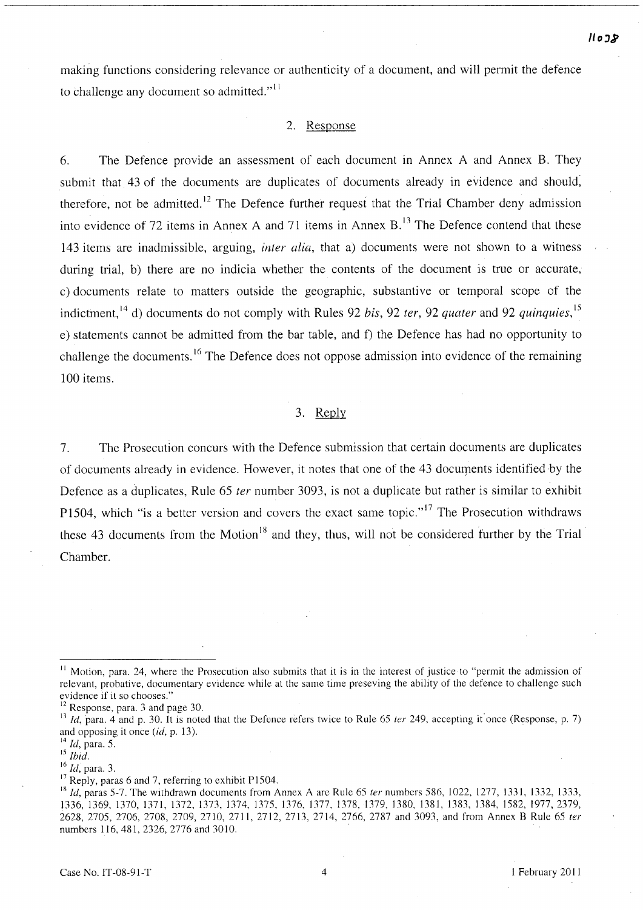making functions considering relevance or authenticity of a document, and will permit the defence to challenge any document so admitted."[11]

### 2. Response

6. The Defence provide an assessment of each document in Annex A and Annex B. They submit that 43 of the documents are duplicates of documents already in evidence and should, therefore, not be admitted.[12] The Defence further request that the Trial Chamber deny admission into evidence of 72 items in Annex A and 71 items in Annex B.[13] The Defence contend that these 143 items are inadmissible, arguing, *inter alia*, that a) documents were not shown to a witness during trial, b) there are no indicia whether the contents of the document is true or accurate, c) documents relate to matters outside the geographic, substantive or temporal scope of the indictment,[14] d) documents do not comply with Rules 92 *bis*, 92 *ter*, 92 *quater* and 92 *quinquies*,[15] e) statements cannot be admitted from the bar table, and f) the Defence has had no opportunity to challenge the documents.[16] The Defence does not oppose admission into evidence of the remaining 100 items.

### 3. Reply

7. The Prosecution concurs with the Defence submission that certain documents are duplicates of documents already in evidence. However, it notes that one of the 43 documents identified by the Defence as a duplicates, Rule 65 *ter* number 3093, is not a duplicate but rather is similar to exhibit P1504, which "is a better version and covers the exact same topic."[17] The Prosecution withdraws these 43 documents from the Motion[18] and they, thus, will not be considered further by the Trial Chamber.

---

[11] Motion, para. 24, where the Prosecution also submits that it is in the interest of justice to "permit the admission of relevant, probative, documentary evidence while at the same time preseving the ability of the defence to challenge such evidence if it so chooses."

[12] Response, para. 3 and page 30.

[13] *Id*, para. 4 and p. 30. It is noted that the Defence refers twice to Rule 65 *ter* 249, accepting it once (Response, p. 7) and opposing it once (*id*, p. 13).

[14] *Id*, para. 5.

[15] *Ibid*.

[16] *Id*, para. 3.

[17] Reply, paras 6 and 7, referring to exhibit P1504.

[18] *Id*, paras 5-7. The withdrawn documents from Annex A are Rule 65 *ter* numbers 586, 1022, 1277, 1331, 1332, 1333, 1336, 1369, 1370, 1371, 1372, 1373, 1374, 1375, 1376, 1377, 1378, 1379, 1380, 1381, 1383, 1384, 1582, 1977, 2379, 2628, 2705, 2706, 2708, 2709, 2710, 2711, 2712, 2713, 2714, 2766, 2787 and 3093, and from Annex B Rule 65 *ter* numbers 116, 481, 2326, 2776 and 3010.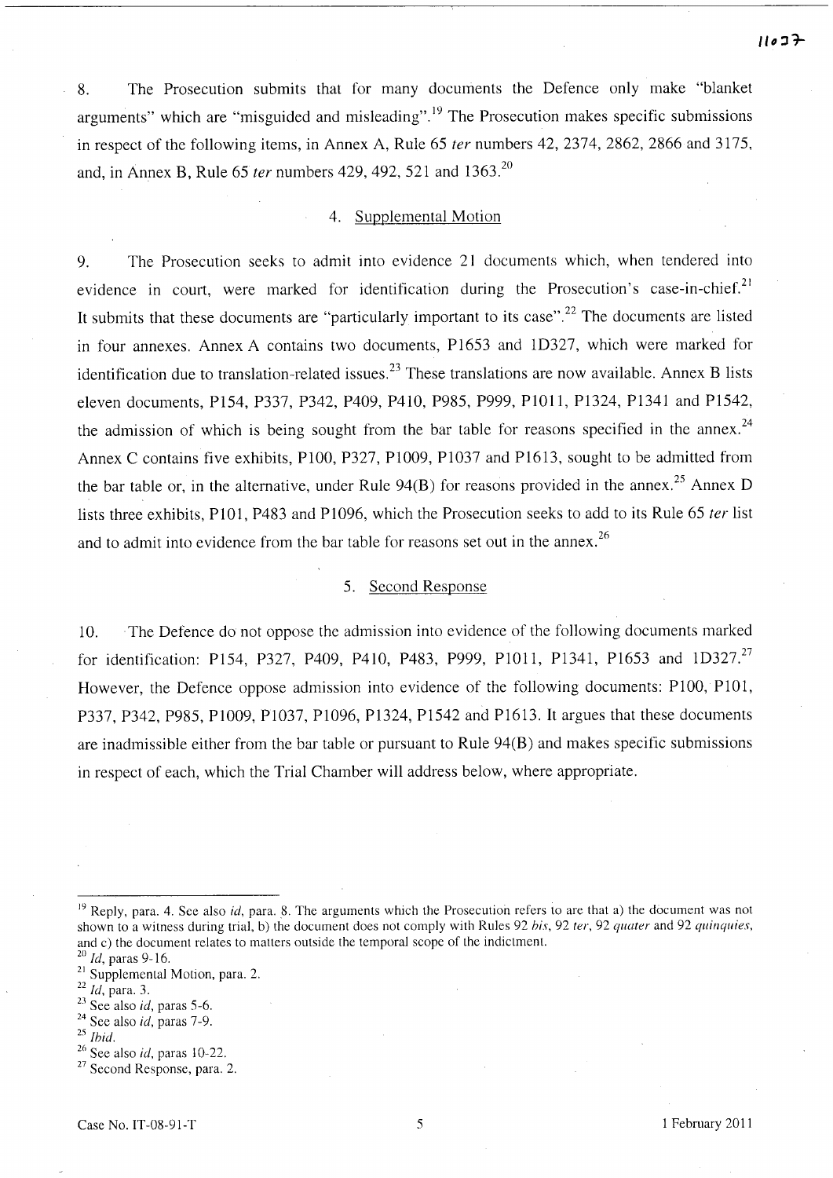8. The Prosecution submits that for many documents the Defence only make "blanket arguments" which are "misguided and misleading".[19] The Prosecution makes specific submissions in respect of the following items, in Annex A, Rule 65 *ter* numbers 42, 2374, 2862, 2866 and 3175, and, in Annex B, Rule 65 *ter* numbers 429, 492, 521 and 1363.[20]

### 4. Supplemental Motion

9. The Prosecution seeks to admit into evidence 21 documents which, when tendered into evidence in court, were marked for identification during the Prosecution's case-in-chief.[21] It submits that these documents are "particularly important to its case".[22] The documents are listed in four annexes. Annex A contains two documents, P1653 and 1D327, which were marked for identification due to translation-related issues.[23] These translations are now available. Annex B lists eleven documents, P154, P337, P342, P409, P410, P985, P999, P1011, P1324, P1341 and P1542, the admission of which is being sought from the bar table for reasons specified in the annex.[24] Annex C contains five exhibits, P100, P327, P1009, P1037 and P1613, sought to be admitted from the bar table or, in the alternative, under Rule 94(B) for reasons provided in the annex.[25] Annex D lists three exhibits, P101, P483 and P1096, which the Prosecution seeks to add to its Rule 65 *ter* list and to admit into evidence from the bar table for reasons set out in the annex.[26]

### 5. Second Response

10. The Defence do not oppose the admission into evidence of the following documents marked for identification: P154, P327, P409, P410, P483, P999, P1011, P1341, P1653 and 1D327.[27] However, the Defence oppose admission into evidence of the following documents: P100, P101, P337, P342, P985, P1009, P1037, P1096, P1324, P1542 and P1613. It argues that these documents are inadmissible either from the bar table or pursuant to Rule 94(B) and makes specific submissions in respect of each, which the Trial Chamber will address below, where appropriate.

---

[19] Reply, para. 4. See also *id*, para. 8. The arguments which the Prosecution refers to are that a) the document was not shown to a witness during trial, b) the document does not comply with Rules 92 *bis*, 92 *ter*, 92 *quater* and 92 *quinquies*, and c) the document relates to matters outside the temporal scope of the indictment.

[20] *Id*, paras 9-16.

[21] Supplemental Motion, para. 2.

[22] *Id*, para. 3.

[23] See also *id*, paras 5-6.

[24] See also *id*, paras 7-9.

[25] *Ibid*.

[26] See also *id*, paras 10-22.

[27] Second Response, para. 2.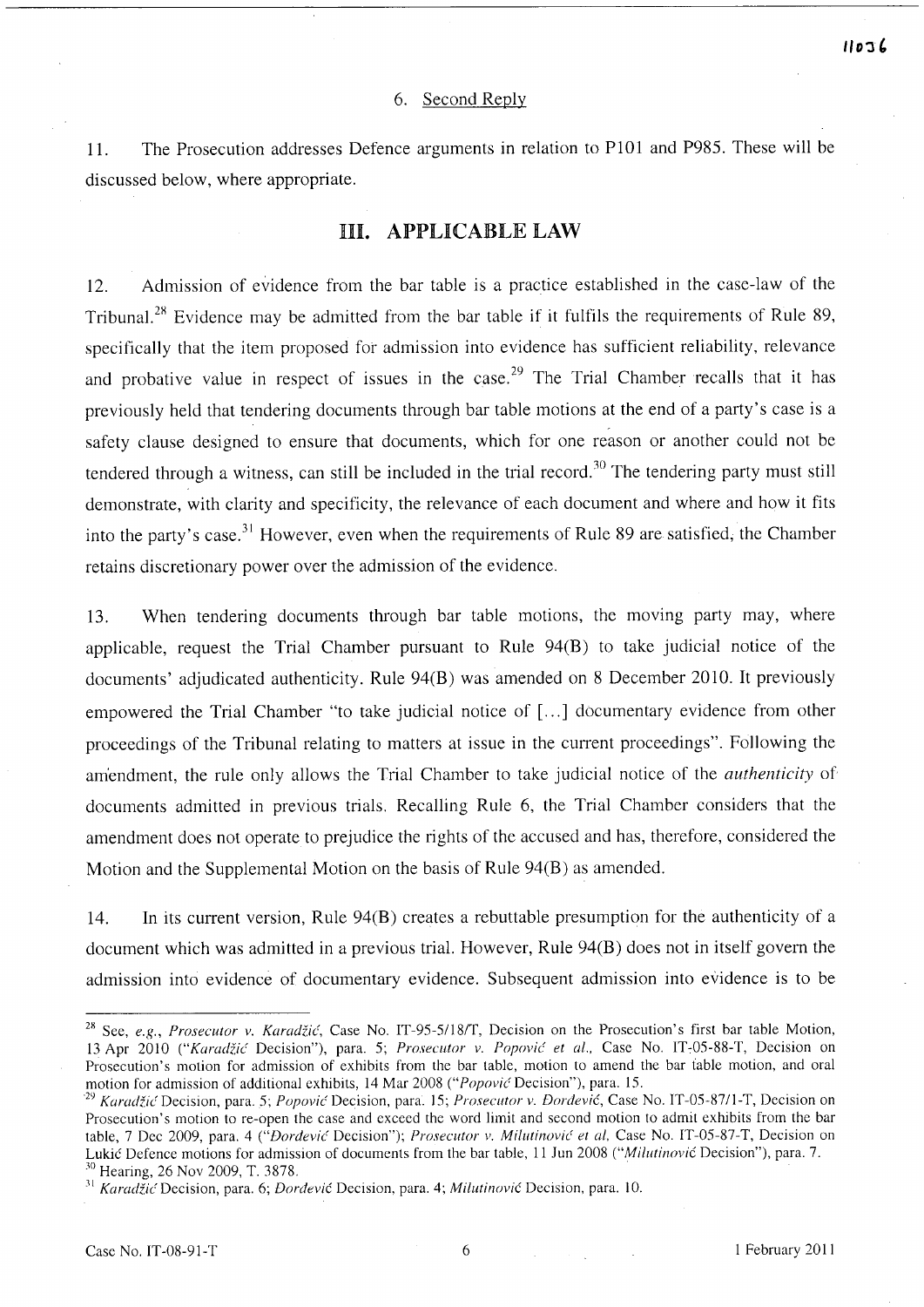6. Second Reply

11. The Prosecution addresses Defence arguments in relation to P101 and P985. These will be discussed below, where appropriate.

## III. APPLICABLE LAW

12. Admission of evidence from the bar table is a practice established in the case-law of the Tribunal.[28] Evidence may be admitted from the bar table if it fulfils the requirements of Rule 89, specifically that the item proposed for admission into evidence has sufficient reliability, relevance and probative value in respect of issues in the case.[29] The Trial Chamber recalls that it has previously held that tendering documents through bar table motions at the end of a party's case is a safety clause designed to ensure that documents, which for one reason or another could not be tendered through a witness, can still be included in the trial record.[30] The tendering party must still demonstrate, with clarity and specificity, the relevance of each document and where and how it fits into the party's case.[31] However, even when the requirements of Rule 89 are satisfied, the Chamber retains discretionary power over the admission of the evidence.

13. When tendering documents through bar table motions, the moving party may, where applicable, request the Trial Chamber pursuant to Rule 94(B) to take judicial notice of the documents' adjudicated authenticity. Rule 94(B) was amended on 8 December 2010. It previously empowered the Trial Chamber "to take judicial notice of [...] documentary evidence from other proceedings of the Tribunal relating to matters at issue in the current proceedings". Following the amendment, the rule only allows the Trial Chamber to take judicial notice of the *authenticity* of documents admitted in previous trials. Recalling Rule 6, the Trial Chamber considers that the amendment does not operate to prejudice the rights of the accused and has, therefore, considered the Motion and the Supplemental Motion on the basis of Rule 94(B) as amended.

14. In its current version, Rule 94(B) creates a rebuttable presumption for the authenticity of a document which was admitted in a previous trial. However, Rule 94(B) does not in itself govern the admission into evidence of documentary evidence. Subsequent admission into evidence is to be

---

[28] See, *e.g.*, *Prosecutor v. Karadžić*, Case No. IT-95-5/18/T, Decision on the Prosecution's first bar table Motion, 13 Apr 2010 ("*Karadžić* Decision"), para. 5; *Prosecutor v. Popović et al.*, Case No. IT-05-88-T, Decision on Prosecution's motion for admission of exhibits from the bar table, motion to amend the bar table motion, and oral motion for admission of additional exhibits, 14 Mar 2008 ("*Popović* Decision"), para. 15.

[29] *Karadžić* Decision, para. 5; *Popović* Decision, para. 15; *Prosecutor v. Đorđević*, Case No. IT-05-87/1-T, Decision on Prosecution's motion to re-open the case and exceed the word limit and second motion to admit exhibits from the bar table, 7 Dec 2009, para. 4 ("*Đorđević* Decision"); *Prosecutor v. Milutinović et al*, Case No. IT-05-87-T, Decision on Lukić Defence motions for admission of documents from the bar table, 11 Jun 2008 ("*Milutinović* Decision"), para. 7.

[30] Hearing, 26 Nov 2009, T. 3878.

[31] *Karadžić* Decision, para. 6; *Đorđević* Decision, para. 4; *Milutinović* Decision, para. 10.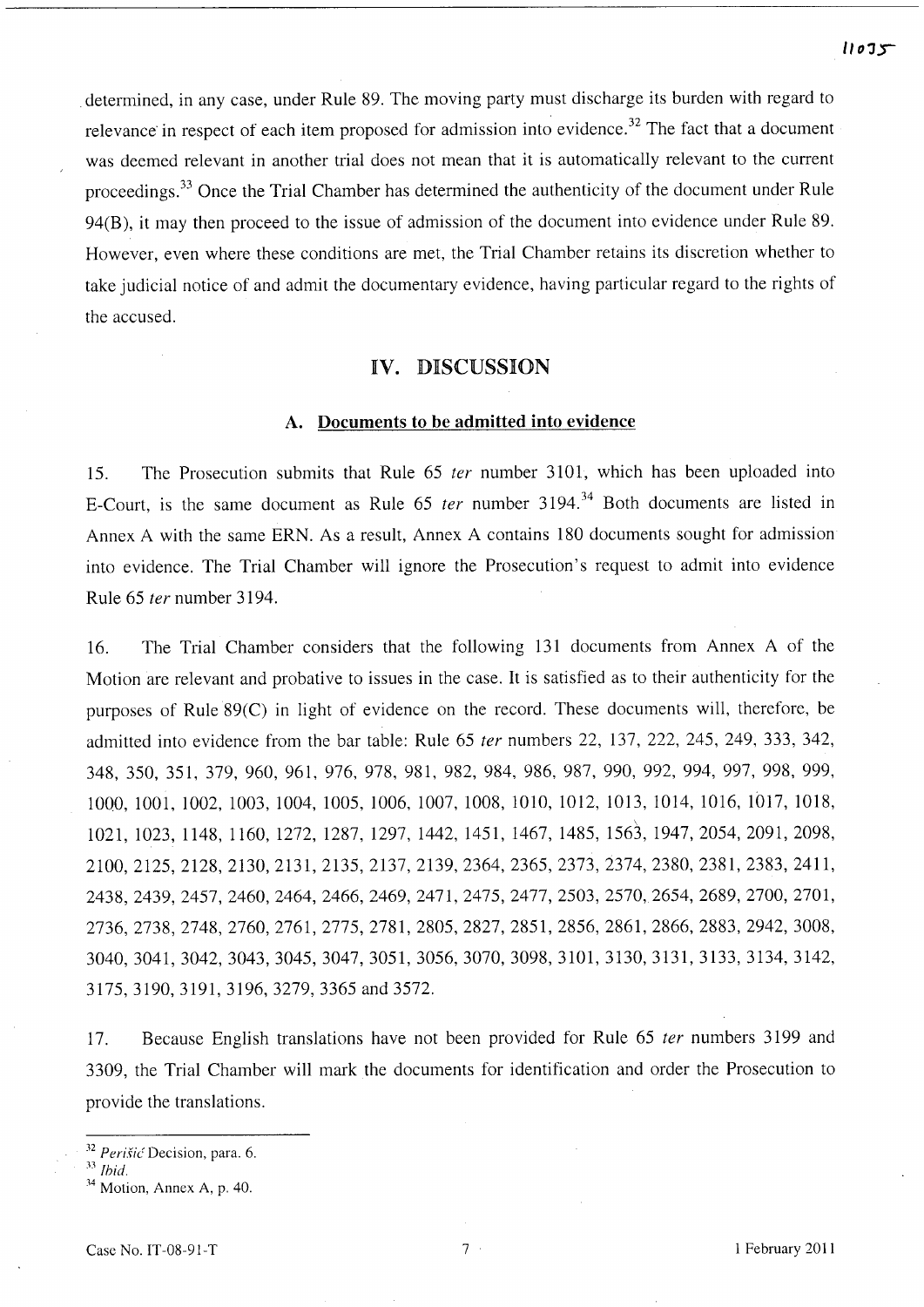determined, in any case, under Rule 89. The moving party must discharge its burden with regard to relevance in respect of each item proposed for admission into evidence.[32] The fact that a document was deemed relevant in another trial does not mean that it is automatically relevant to the current proceedings.[33] Once the Trial Chamber has determined the authenticity of the document under Rule 94(B), it may then proceed to the issue of admission of the document into evidence under Rule 89. However, even where these conditions are met, the Trial Chamber retains its discretion whether to take judicial notice of and admit the documentary evidence, having particular regard to the rights of the accused.

## IV. DISCUSSION

### A. Documents to be admitted into evidence

15. The Prosecution submits that Rule 65 *ter* number 3101, which has been uploaded into E-Court, is the same document as Rule 65 *ter* number 3194.[34] Both documents are listed in Annex A with the same ERN. As a result, Annex A contains 180 documents sought for admission into evidence. The Trial Chamber will ignore the Prosecution's request to admit into evidence Rule 65 *ter* number 3194.

16. The Trial Chamber considers that the following 131 documents from Annex A of the Motion are relevant and probative to issues in the case. It is satisfied as to their authenticity for the purposes of Rule 89(C) in light of evidence on the record. These documents will, therefore, be admitted into evidence from the bar table: Rule 65 *ter* numbers 22, 137, 222, 245, 249, 333, 342, 348, 350, 351, 379, 960, 961, 976, 978, 981, 982, 984, 986, 987, 990, 992, 994, 997, 998, 999, 1000, 1001, 1002, 1003, 1004, 1005, 1006, 1007, 1008, 1010, 1012, 1013, 1014, 1016, 1017, 1018, 1021, 1023, 1148, 1160, 1272, 1287, 1297, 1442, 1451, 1467, 1485, 1563, 1947, 2054, 2091, 2098, 2100, 2125, 2128, 2130, 2131, 2135, 2137, 2139, 2364, 2365, 2373, 2374, 2380, 2381, 2383, 2411, 2438, 2439, 2457, 2460, 2464, 2466, 2469, 2471, 2475, 2477, 2503, 2570, 2654, 2689, 2700, 2701, 2736, 2738, 2748, 2760, 2761, 2775, 2781, 2805, 2827, 2851, 2856, 2861, 2866, 2883, 2942, 3008, 3040, 3041, 3042, 3043, 3045, 3047, 3051, 3056, 3070, 3098, 3101, 3130, 3131, 3133, 3134, 3142, 3175, 3190, 3191, 3196, 3279, 3365 and 3572.

17. Because English translations have not been provided for Rule 65 *ter* numbers 3199 and 3309, the Trial Chamber will mark the documents for identification and order the Prosecution to provide the translations.

---

[32] *Perišić* Decision, para. 6.

[33] *Ibid.*

[34] Motion, Annex A, p. 40.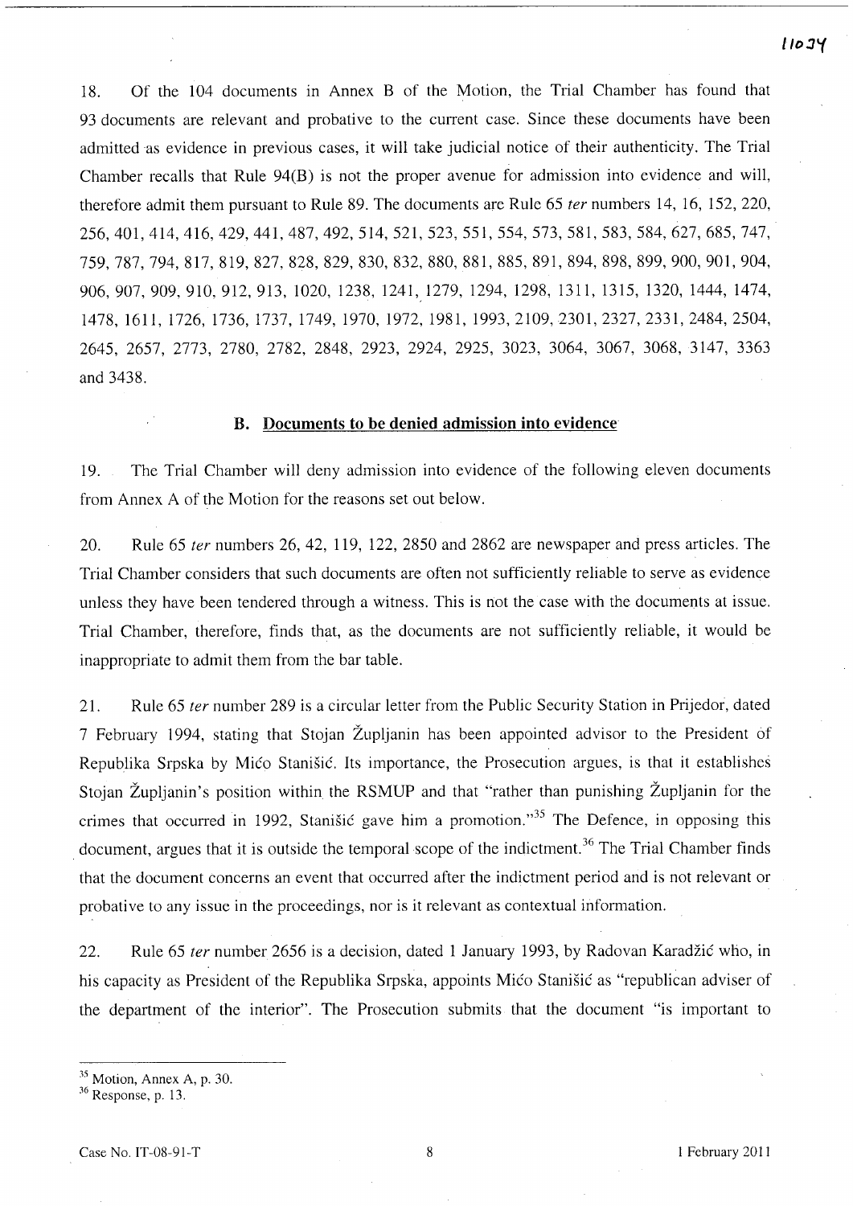18. Of the 104 documents in Annex B of the Motion, the Trial Chamber has found that 93 documents are relevant and probative to the current case. Since these documents have been admitted as evidence in previous cases, it will take judicial notice of their authenticity. The Trial Chamber recalls that Rule 94(B) is not the proper avenue for admission into evidence and will, therefore admit them pursuant to Rule 89. The documents are Rule 65 *ter* numbers 14, 16, 152, 220, 256, 401, 414, 416, 429, 441, 487, 492, 514, 521, 523, 551, 554, 573, 581, 583, 584, 627, 685, 747, 759, 787, 794, 817, 819, 827, 828, 829, 830, 832, 880, 881, 885, 891, 894, 898, 899, 900, 901, 904, 906, 907, 909, 910, 912, 913, 1020, 1238, 1241, 1279, 1294, 1298, 1311, 1315, 1320, 1444, 1474, 1478, 1611, 1726, 1736, 1737, 1749, 1970, 1972, 1981, 1993, 2109, 2301, 2327, 2331, 2484, 2504, 2645, 2657, 2773, 2780, 2782, 2848, 2923, 2924, 2925, 3023, 3064, 3067, 3068, 3147, 3363 and 3438.

### B. Documents to be denied admission into evidence

19. The Trial Chamber will deny admission into evidence of the following eleven documents from Annex A of the Motion for the reasons set out below.

20. Rule 65 *ter* numbers 26, 42, 119, 122, 2850 and 2862 are newspaper and press articles. The Trial Chamber considers that such documents are often not sufficiently reliable to serve as evidence unless they have been tendered through a witness. This is not the case with the documents at issue. Trial Chamber, therefore, finds that, as the documents are not sufficiently reliable, it would be inappropriate to admit them from the bar table.

21. Rule 65 *ter* number 289 is a circular letter from the Public Security Station in Prijedor, dated 7 February 1994, stating that Stojan Župljanin has been appointed advisor to the President of Republika Srpska by Mićo Stanišić. Its importance, the Prosecution argues, is that it establishes Stojan Župljanin's position within the RSMUP and that "rather than punishing Župljanin for the crimes that occurred in 1992, Stanišić gave him a promotion."[35] The Defence, in opposing this document, argues that it is outside the temporal scope of the indictment.[36] The Trial Chamber finds that the document concerns an event that occurred after the indictment period and is not relevant or probative to any issue in the proceedings, nor is it relevant as contextual information.

22. Rule 65 *ter* number 2656 is a decision, dated 1 January 1993, by Radovan Karadžić who, in his capacity as President of the Republika Srpska, appoints Mićo Stanišić as "republican adviser of the department of the interior". The Prosecution submits that the document "is important to

---

[35] Motion, Annex A, p. 30.

[36] Response, p. 13.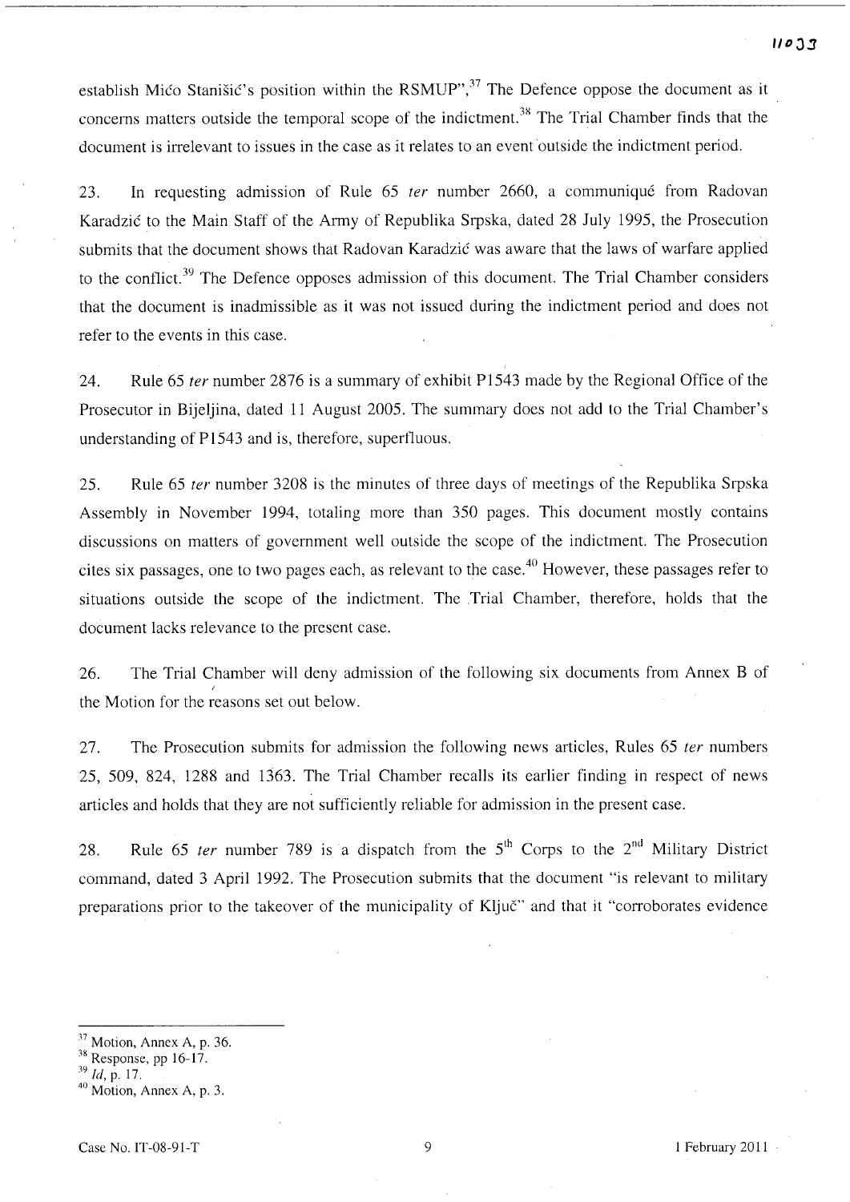establish Mićo Stanišić's position within the RSMUP",[37] The Defence oppose the document as it concerns matters outside the temporal scope of the indictment.[38] The Trial Chamber finds that the document is irrelevant to issues in the case as it relates to an event outside the indictment period.

23. In requesting admission of Rule 65 *ter* number 2660, a communiqué from Radovan Karadzić to the Main Staff of the Army of Republika Srpska, dated 28 July 1995, the Prosecution submits that the document shows that Radovan Karadzić was aware that the laws of warfare applied to the conflict.[39] The Defence opposes admission of this document. The Trial Chamber considers that the document is inadmissible as it was not issued during the indictment period and does not refer to the events in this case.

24. Rule 65 *ter* number 2876 is a summary of exhibit P1543 made by the Regional Office of the Prosecutor in Bijeljina, dated 11 August 2005. The summary does not add to the Trial Chamber's understanding of P1543 and is, therefore, superfluous.

25. Rule 65 *ter* number 3208 is the minutes of three days of meetings of the Republika Srpska Assembly in November 1994, totaling more than 350 pages. This document mostly contains discussions on matters of government well outside the scope of the indictment. The Prosecution cites six passages, one to two pages each, as relevant to the case.[40] However, these passages refer to situations outside the scope of the indictment. The Trial Chamber, therefore, holds that the document lacks relevance to the present case.

26. The Trial Chamber will deny admission of the following six documents from Annex B of the Motion for the reasons set out below.

27. The Prosecution submits for admission the following news articles, Rules 65 *ter* numbers 25, 509, 824, 1288 and 1363. The Trial Chamber recalls its earlier finding in respect of news articles and holds that they are not sufficiently reliable for admission in the present case.

28. Rule 65 *ter* number 789 is a dispatch from the 5th Corps to the 2nd Military District command, dated 3 April 1992. The Prosecution submits that the document "is relevant to military preparations prior to the takeover of the municipality of Ključ" and that it "corroborates evidence

---

[37] Motion, Annex A, p. 36.
[38] Response, pp 16-17.
[39] *Id*, p. 17.
[40] Motion, Annex A, p. 3.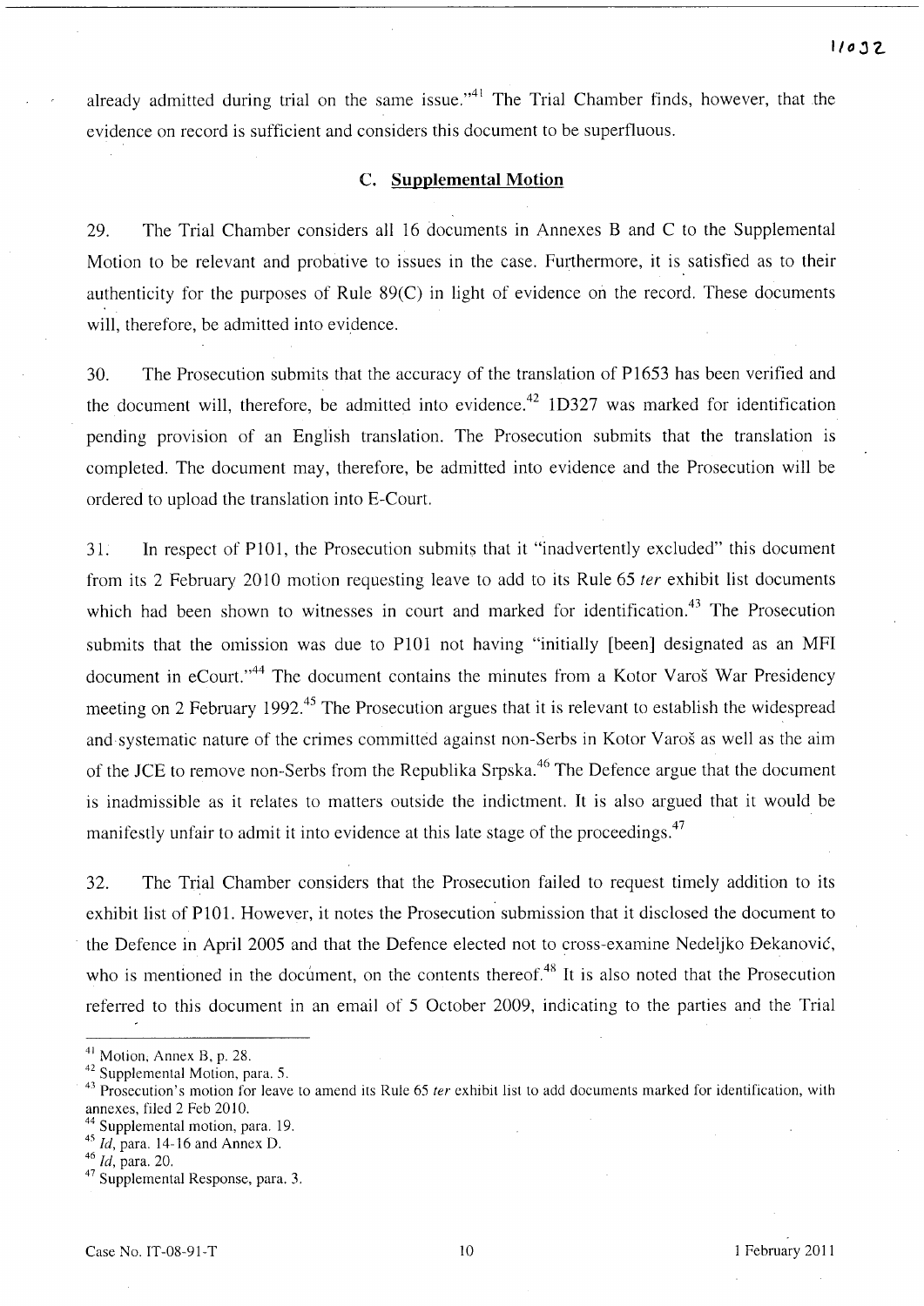already admitted during trial on the same issue."[41] The Trial Chamber finds, however, that the evidence on record is sufficient and considers this document to be superfluous.

### C. Supplemental Motion

29. The Trial Chamber considers all 16 documents in Annexes B and C to the Supplemental Motion to be relevant and probative to issues in the case. Furthermore, it is satisfied as to their authenticity for the purposes of Rule 89(C) in light of evidence on the record. These documents will, therefore, be admitted into evidence.

30. The Prosecution submits that the accuracy of the translation of P1653 has been verified and the document will, therefore, be admitted into evidence.[42] 1D327 was marked for identification pending provision of an English translation. The Prosecution submits that the translation is completed. The document may, therefore, be admitted into evidence and the Prosecution will be ordered to upload the translation into E-Court.

31. In respect of P101, the Prosecution submits that it "inadvertently excluded" this document from its 2 February 2010 motion requesting leave to add to its Rule 65 *ter* exhibit list documents which had been shown to witnesses in court and marked for identification.[43] The Prosecution submits that the omission was due to P101 not having "initially [been] designated as an MFI document in eCourt."[44] The document contains the minutes from a Kotor Varoš War Presidency meeting on 2 February 1992.[45] The Prosecution argues that it is relevant to establish the widespread and systematic nature of the crimes committed against non-Serbs in Kotor Varoš as well as the aim of the JCE to remove non-Serbs from the Republika Srpska.[46] The Defence argue that the document is inadmissible as it relates to matters outside the indictment. It is also argued that it would be manifestly unfair to admit it into evidence at this late stage of the proceedings.[47]

32. The Trial Chamber considers that the Prosecution failed to request timely addition to its exhibit list of P101. However, it notes the Prosecution submission that it disclosed the document to the Defence in April 2005 and that the Defence elected not to cross-examine Nedeljko Đekanović, who is mentioned in the document, on the contents thereof.[48] It is also noted that the Prosecution referred to this document in an email of 5 October 2009, indicating to the parties and the Trial

---

[41] Motion, Annex B, p. 28.
[42] Supplemental Motion, para. 5.
[43] Prosecution's motion for leave to amend its Rule 65 *ter* exhibit list to add documents marked for identification, with annexes, filed 2 Feb 2010.
[44] Supplemental motion, para. 19.
[45] *Id*, para. 14-16 and Annex D.
[46] *Id*, para. 20.
[47] Supplemental Response, para. 3.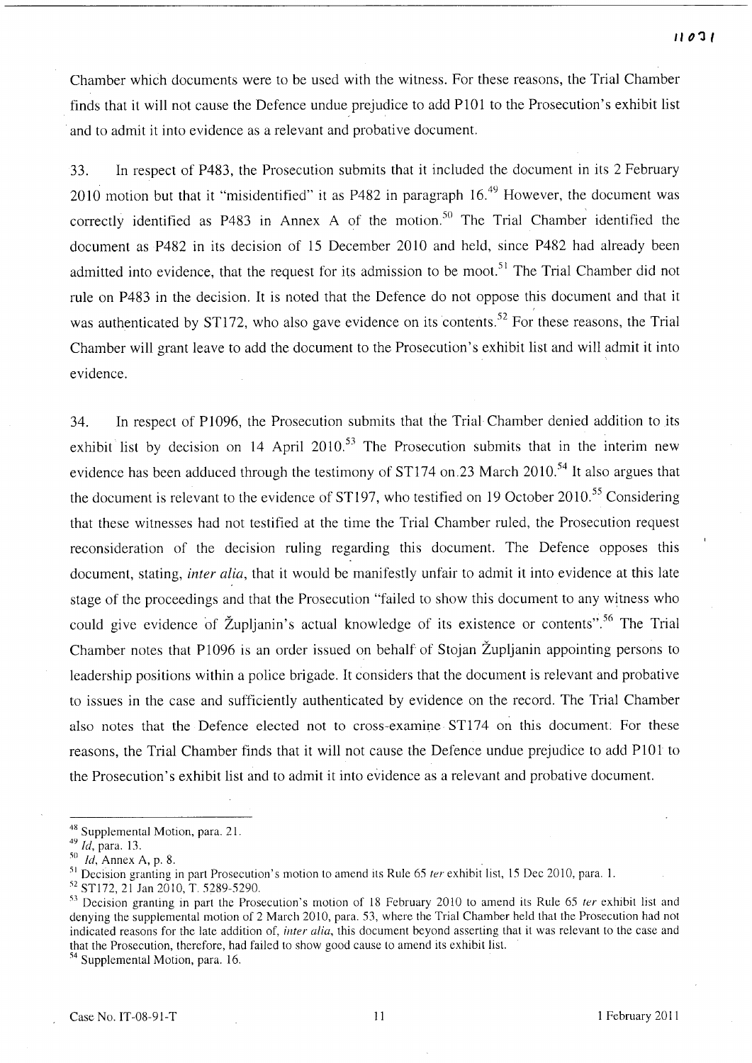Chamber which documents were to be used with the witness. For these reasons, the Trial Chamber finds that it will not cause the Defence undue prejudice to add P101 to the Prosecution's exhibit list and to admit it into evidence as a relevant and probative document.

33. In respect of P483, the Prosecution submits that it included the document in its 2 February 2010 motion but that it "misidentified" it as P482 in paragraph 16.[49] However, the document was correctly identified as P483 in Annex A of the motion.[50] The Trial Chamber identified the document as P482 in its decision of 15 December 2010 and held, since P482 had already been admitted into evidence, that the request for its admission to be moot.[51] The Trial Chamber did not rule on P483 in the decision. It is noted that the Defence do not oppose this document and that it was authenticated by ST172, who also gave evidence on its contents.[52] For these reasons, the Trial Chamber will grant leave to add the document to the Prosecution's exhibit list and will admit it into evidence.

34. In respect of P1096, the Prosecution submits that the Trial Chamber denied addition to its exhibit list by decision on 14 April 2010.[53] The Prosecution submits that in the interim new evidence has been adduced through the testimony of ST174 on 23 March 2010.[54] It also argues that the document is relevant to the evidence of ST197, who testified on 19 October 2010.[55] Considering that these witnesses had not testified at the time the Trial Chamber ruled, the Prosecution request reconsideration of the decision ruling regarding this document. The Defence opposes this document, stating, *inter alia*, that it would be manifestly unfair to admit it into evidence at this late stage of the proceedings and that the Prosecution "failed to show this document to any witness who could give evidence of Župljanin's actual knowledge of its existence or contents".[56] The Trial Chamber notes that P1096 is an order issued on behalf of Stojan Župljanin appointing persons to leadership positions within a police brigade. It considers that the document is relevant and probative to issues in the case and sufficiently authenticated by evidence on the record. The Trial Chamber also notes that the Defence elected not to cross-examine ST174 on this document. For these reasons, the Trial Chamber finds that it will not cause the Defence undue prejudice to add P101 to the Prosecution's exhibit list and to admit it into evidence as a relevant and probative document.

---

[48] Supplemental Motion, para. 21.

[49] *Id*, para. 13.

[50] *Id*, Annex A, p. 8.

[51] Decision granting in part Prosecution's motion to amend its Rule 65 *ter* exhibit list, 15 Dec 2010, para. 1.

[52] ST172, 21 Jan 2010, T. 5289-5290.

[53] Decision granting in part the Prosecution's motion of 18 February 2010 to amend its Rule 65 *ter* exhibit list and denying the supplemental motion of 2 March 2010, para. 53, where the Trial Chamber held that the Prosecution had not indicated reasons for the late addition of, *inter alia*, this document beyond asserting that it was relevant to the case and that the Prosecution, therefore, had failed to show good cause to amend its exhibit list.

[54] Supplemental Motion, para. 16.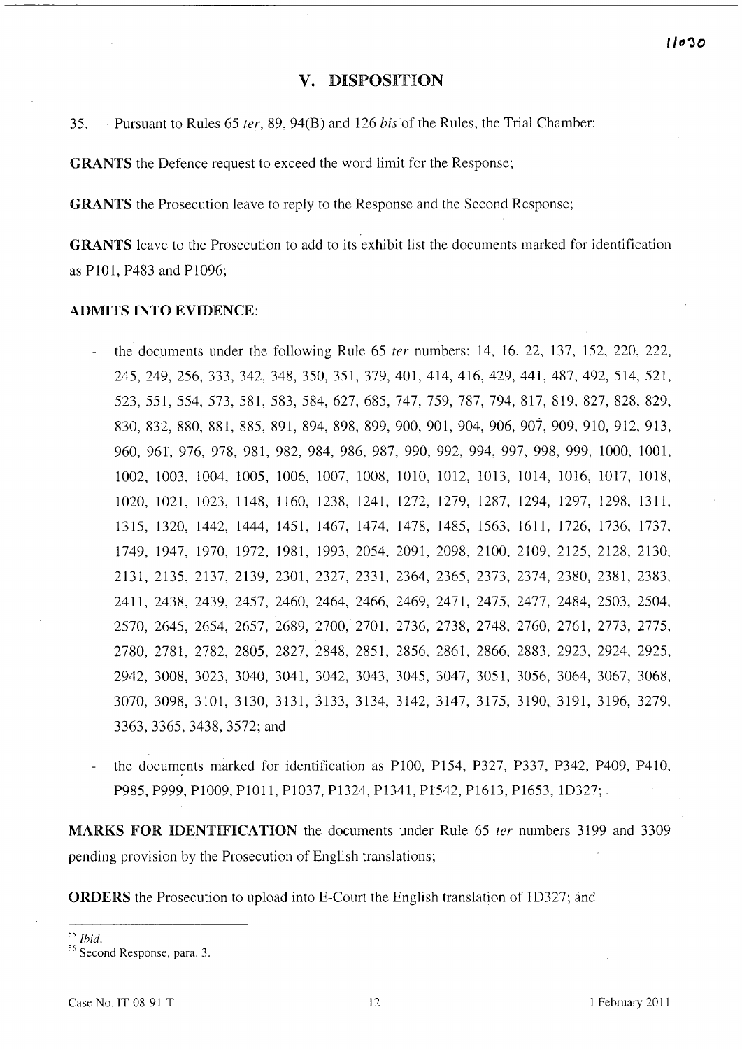## V. DISPOSITION

35. Pursuant to Rules 65 *ter*, 89, 94(B) and 126 *bis* of the Rules, the Trial Chamber:

**GRANTS** the Defence request to exceed the word limit for the Response;

**GRANTS** the Prosecution leave to reply to the Response and the Second Response;

**GRANTS** leave to the Prosecution to add to its exhibit list the documents marked for identification as P101, P483 and P1096;

**ADMITS INTO EVIDENCE**:

- the documents under the following Rule 65 *ter* numbers: 14, 16, 22, 137, 152, 220, 222, 245, 249, 256, 333, 342, 348, 350, 351, 379, 401, 414, 416, 429, 441, 487, 492, 514, 521, 523, 551, 554, 573, 581, 583, 584, 627, 685, 747, 759, 787, 794, 817, 819, 827, 828, 829, 830, 832, 880, 881, 885, 891, 894, 898, 899, 900, 901, 904, 906, 907, 909, 910, 912, 913, 960, 961, 976, 978, 981, 982, 984, 986, 987, 990, 992, 994, 997, 998, 999, 1000, 1001, 1002, 1003, 1004, 1005, 1006, 1007, 1008, 1010, 1012, 1013, 1014, 1016, 1017, 1018, 1020, 1021, 1023, 1148, 1160, 1238, 1241, 1272, 1279, 1287, 1294, 1297, 1298, 1311, 1315, 1320, 1442, 1444, 1451, 1467, 1474, 1478, 1485, 1563, 1611, 1726, 1736, 1737, 1749, 1947, 1970, 1972, 1981, 1993, 2054, 2091, 2098, 2100, 2109, 2125, 2128, 2130, 2131, 2135, 2137, 2139, 2301, 2327, 2331, 2364, 2365, 2373, 2374, 2380, 2381, 2383, 2411, 2438, 2439, 2457, 2460, 2464, 2466, 2469, 2471, 2475, 2477, 2484, 2503, 2504, 2570, 2645, 2654, 2657, 2689, 2700, 2701, 2736, 2738, 2748, 2760, 2761, 2773, 2775, 2780, 2781, 2782, 2805, 2827, 2848, 2851, 2856, 2861, 2866, 2883, 2923, 2924, 2925, 2942, 3008, 3023, 3040, 3041, 3042, 3043, 3045, 3047, 3051, 3056, 3064, 3067, 3068, 3070, 3098, 3101, 3130, 3131, 3133, 3134, 3142, 3147, 3175, 3190, 3191, 3196, 3279, 3363, 3365, 3438, 3572; and
- the documents marked for identification as P100, P154, P327, P337, P342, P409, P410, P985, P999, P1009, P1011, P1037, P1324, P1341, P1542, P1613, P1653, 1D327;

**MARKS FOR IDENTIFICATION** the documents under Rule 65 *ter* numbers 3199 and 3309 pending provision by the Prosecution of English translations;

**ORDERS** the Prosecution to upload into E-Court the English translation of 1D327; and

---

[55] *Ibid.*

[56] Second Response, para. 3.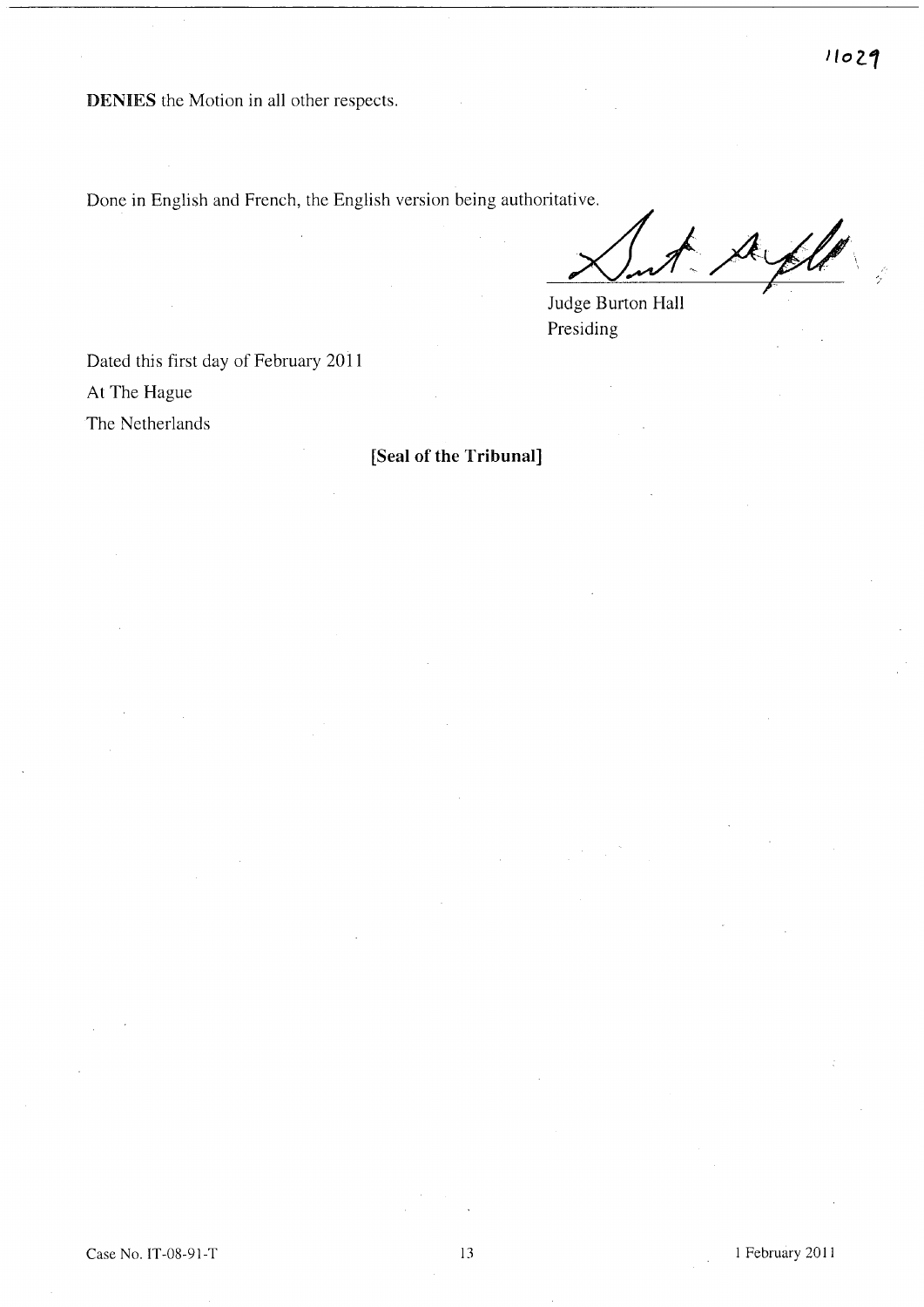**DENIES** the Motion in all other respects.

Done in English and French, the English version being authoritative.

Judge Burton Hall
Presiding

Dated this first day of February 2011

At The Hague

The Netherlands

**[Seal of the Tribunal]**